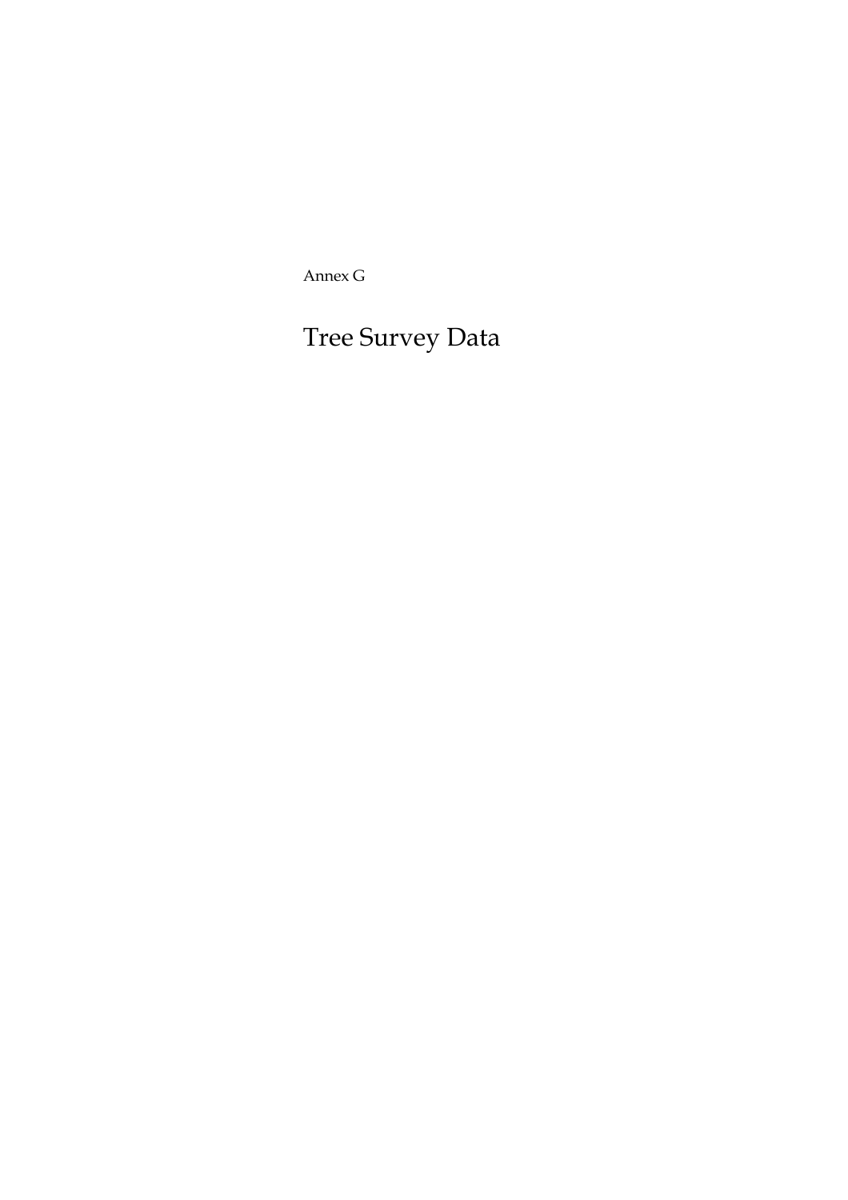Annex G

# Tree Survey Data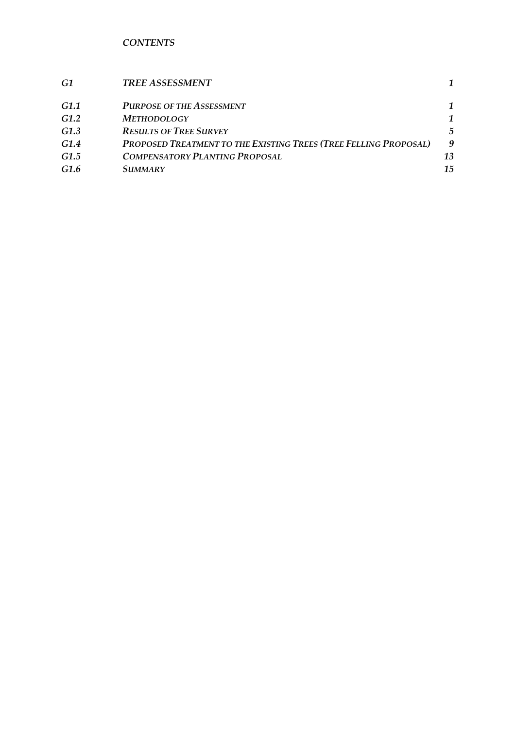*CONTENTS*

| | | |
|---|---|---|
| ***G1*** | ***TREE ASSESSMENT*** | ***1*** |
| ***G1.1*** | ***PURPOSE OF THE ASSESSMENT*** | ***1*** |
| ***G1.2*** | ***METHODOLOGY*** | ***1*** |
| ***G1.3*** | ***RESULTS OF TREE SURVEY*** | ***5*** |
| ***G1.4*** | ***PROPOSED TREATMENT TO THE EXISTING TREES (TREE FELLING PROPOSAL)*** | ***9*** |
| ***G1.5*** | ***COMPENSATORY PLANTING PROPOSAL*** | ***13*** |
| ***G1.6*** | ***SUMMARY*** | ***15*** |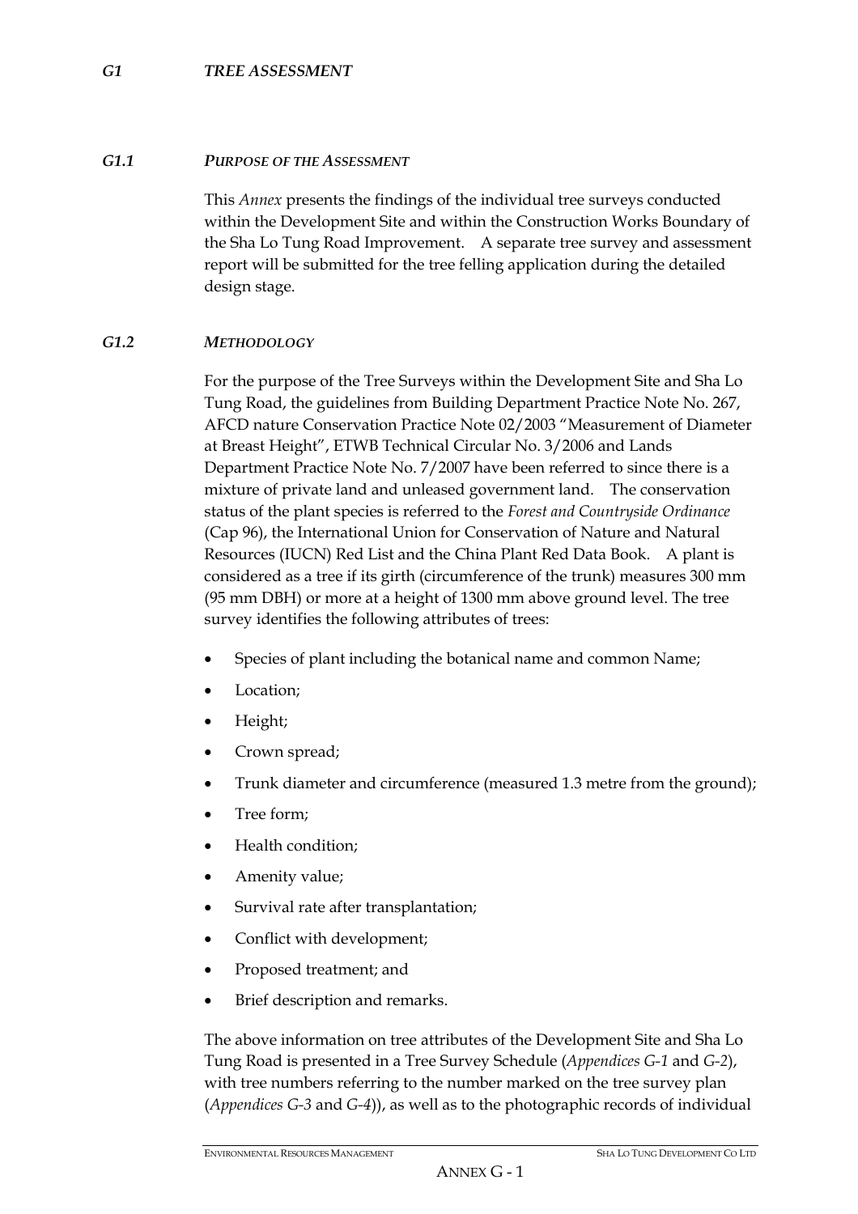## *G1 TREE ASSESSMENT*

### *G1.1 PURPOSE OF THE ASSESSMENT*

This *Annex* presents the findings of the individual tree surveys conducted within the Development Site and within the Construction Works Boundary of the Sha Lo Tung Road Improvement. A separate tree survey and assessment report will be submitted for the tree felling application during the detailed design stage.

### *G1.2 METHODOLOGY*

For the purpose of the Tree Surveys within the Development Site and Sha Lo Tung Road, the guidelines from Building Department Practice Note No. 267, AFCD nature Conservation Practice Note 02/2003 "Measurement of Diameter at Breast Height", ETWB Technical Circular No. 3/2006 and Lands Department Practice Note No. 7/2007 have been referred to since there is a mixture of private land and unleased government land. The conservation status of the plant species is referred to the *Forest and Countryside Ordinance* (Cap 96), the International Union for Conservation of Nature and Natural Resources (IUCN) Red List and the China Plant Red Data Book. A plant is considered as a tree if its girth (circumference of the trunk) measures 300 mm (95 mm DBH) or more at a height of 1300 mm above ground level. The tree survey identifies the following attributes of trees:

- Species of plant including the botanical name and common Name;
- Location;
- Height;
- Crown spread;
- Trunk diameter and circumference (measured 1.3 metre from the ground);
- Tree form;
- Health condition;
- Amenity value;
- Survival rate after transplantation;
- Conflict with development;
- Proposed treatment; and
- Brief description and remarks.

The above information on tree attributes of the Development Site and Sha Lo Tung Road is presented in a Tree Survey Schedule (*Appendices G-1* and *G-2*), with tree numbers referring to the number marked on the tree survey plan (*Appendices G-3* and *G-4*)), as well as to the photographic records of individual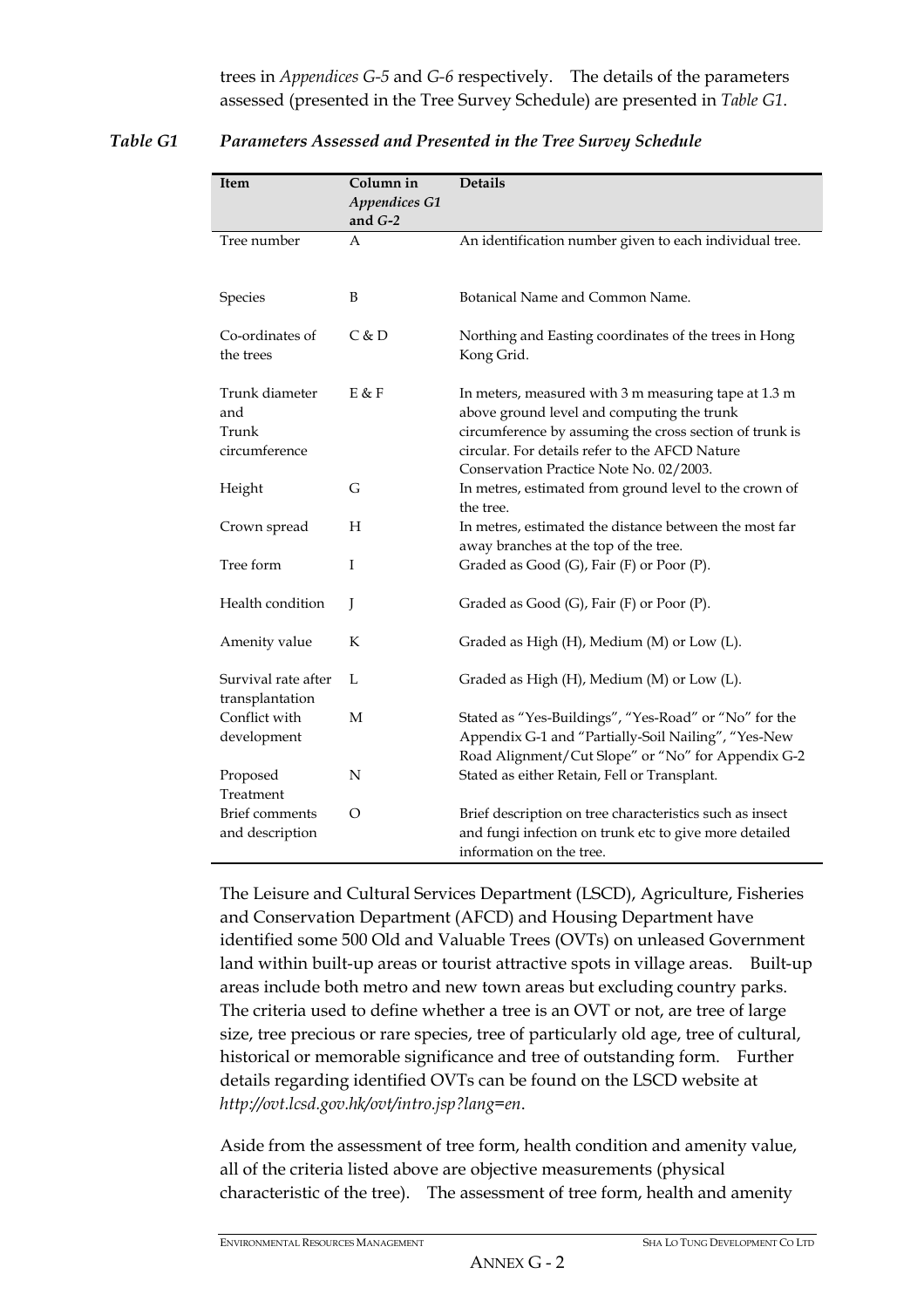trees in *Appendices G-5* and *G-6* respectively. The details of the parameters assessed (presented in the Tree Survey Schedule) are presented in *Table G1*.

*Table G1 Parameters Assessed and Presented in the Tree Survey Schedule*

| Item | Column in *Appendices G1* and *G-2* | Details |
|---|---|---|
| Tree number | A | An identification number given to each individual tree. |
| Species | B | Botanical Name and Common Name. |
| Co-ordinates of the trees | C & D | Northing and Easting coordinates of the trees in Hong Kong Grid. |
| Trunk diameter and Trunk circumference | E & F | In meters, measured with 3 m measuring tape at 1.3 m above ground level and computing the trunk circumference by assuming the cross section of trunk is circular. For details refer to the AFCD Nature Conservation Practice Note No. 02/2003. |
| Height | G | In metres, estimated from ground level to the crown of the tree. |
| Crown spread | H | In metres, estimated the distance between the most far away branches at the top of the tree. |
| Tree form | I | Graded as Good (G), Fair (F) or Poor (P). |
| Health condition | J | Graded as Good (G), Fair (F) or Poor (P). |
| Amenity value | K | Graded as High (H), Medium (M) or Low (L). |
| Survival rate after transplantation | L | Graded as High (H), Medium (M) or Low (L). |
| Conflict with development | M | Stated as "Yes-Buildings", "Yes-Road" or "No" for the Appendix G-1 and "Partially-Soil Nailing", "Yes-New Road Alignment/Cut Slope" or "No" for Appendix G-2 |
| Proposed Treatment | N | Stated as either Retain, Fell or Transplant. |
| Brief comments and description | O | Brief description on tree characteristics such as insect and fungi infection on trunk etc to give more detailed information on the tree. |

The Leisure and Cultural Services Department (LSCD), Agriculture, Fisheries and Conservation Department (AFCD) and Housing Department have identified some 500 Old and Valuable Trees (OVTs) on unleased Government land within built-up areas or tourist attractive spots in village areas. Built-up areas include both metro and new town areas but excluding country parks. The criteria used to define whether a tree is an OVT or not, are tree of large size, tree precious or rare species, tree of particularly old age, tree of cultural, historical or memorable significance and tree of outstanding form. Further details regarding identified OVTs can be found on the LSCD website at *http://ovt.lcsd.gov.hk/ovt/intro.jsp?lang=en*.

Aside from the assessment of tree form, health condition and amenity value, all of the criteria listed above are objective measurements (physical characteristic of the tree). The assessment of tree form, health and amenity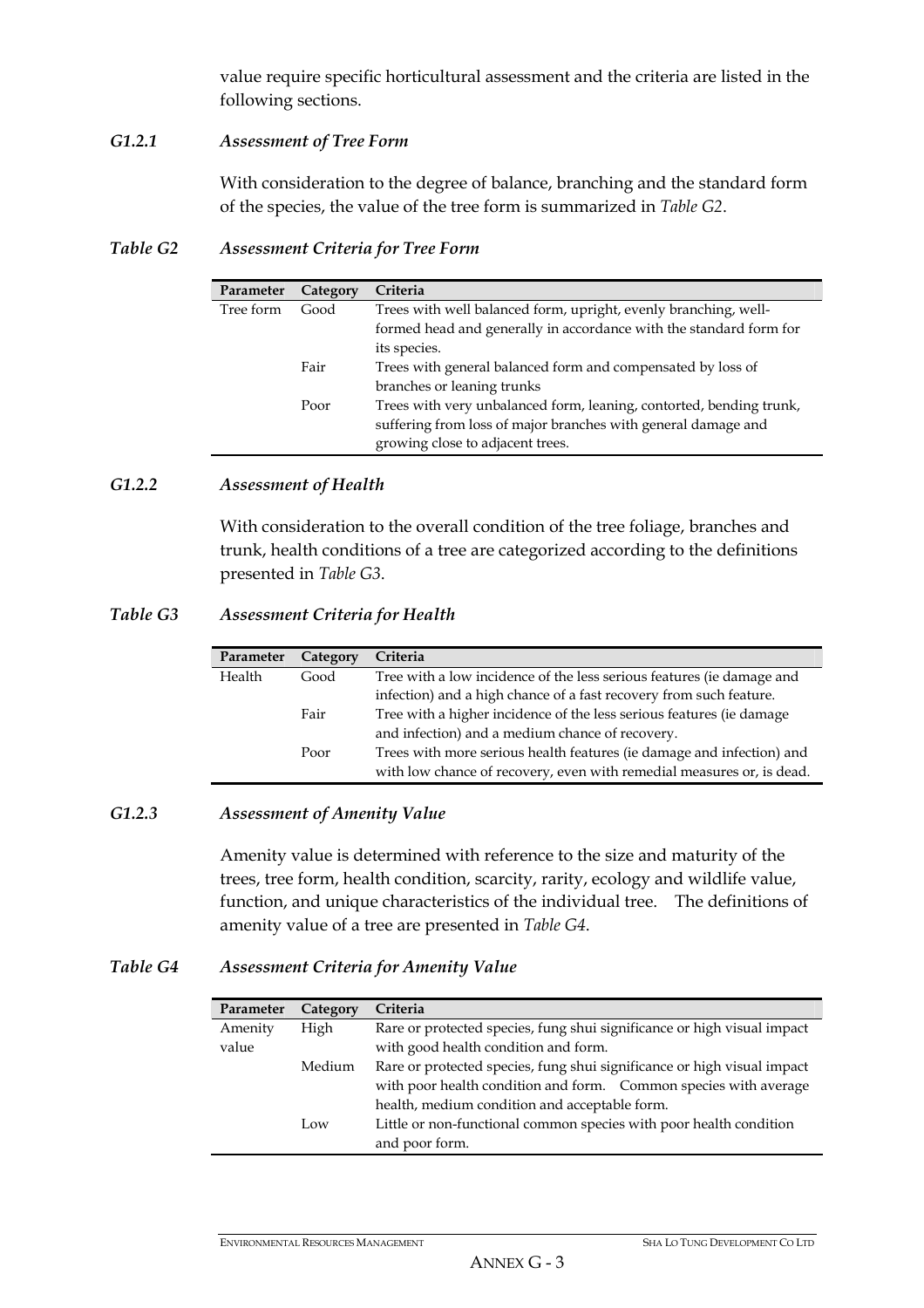value require specific horticultural assessment and the criteria are listed in the following sections.

### *G1.2.1 Assessment of Tree Form*

With consideration to the degree of balance, branching and the standard form of the species, the value of the tree form is summarized in *Table G2*.

***Table G2 Assessment Criteria for Tree Form***

| Parameter | Category | Criteria |
|---|---|---|
| Tree form | Good | Trees with well balanced form, upright, evenly branching, well-formed head and generally in accordance with the standard form for its species. |
| | Fair | Trees with general balanced form and compensated by loss of branches or leaning trunks |
| | Poor | Trees with very unbalanced form, leaning, contorted, bending trunk, suffering from loss of major branches with general damage and growing close to adjacent trees. |

### *G1.2.2 Assessment of Health*

With consideration to the overall condition of the tree foliage, branches and trunk, health conditions of a tree are categorized according to the definitions presented in *Table G3*.

***Table G3 Assessment Criteria for Health***

| Parameter | Category | Criteria |
|---|---|---|
| Health | Good | Tree with a low incidence of the less serious features (ie damage and infection) and a high chance of a fast recovery from such feature. |
| | Fair | Tree with a higher incidence of the less serious features (ie damage and infection) and a medium chance of recovery. |
| | Poor | Trees with more serious health features (ie damage and infection) and with low chance of recovery, even with remedial measures or, is dead. |

### *G1.2.3 Assessment of Amenity Value*

Amenity value is determined with reference to the size and maturity of the trees, tree form, health condition, scarcity, rarity, ecology and wildlife value, function, and unique characteristics of the individual tree. The definitions of amenity value of a tree are presented in *Table G4*.

***Table G4 Assessment Criteria for Amenity Value***

| Parameter | Category | Criteria |
|---|---|---|
| Amenity value | High | Rare or protected species, fung shui significance or high visual impact with good health condition and form. |
| | Medium | Rare or protected species, fung shui significance or high visual impact with poor health condition and form. Common species with average health, medium condition and acceptable form. |
| | Low | Little or non-functional common species with poor health condition and poor form. |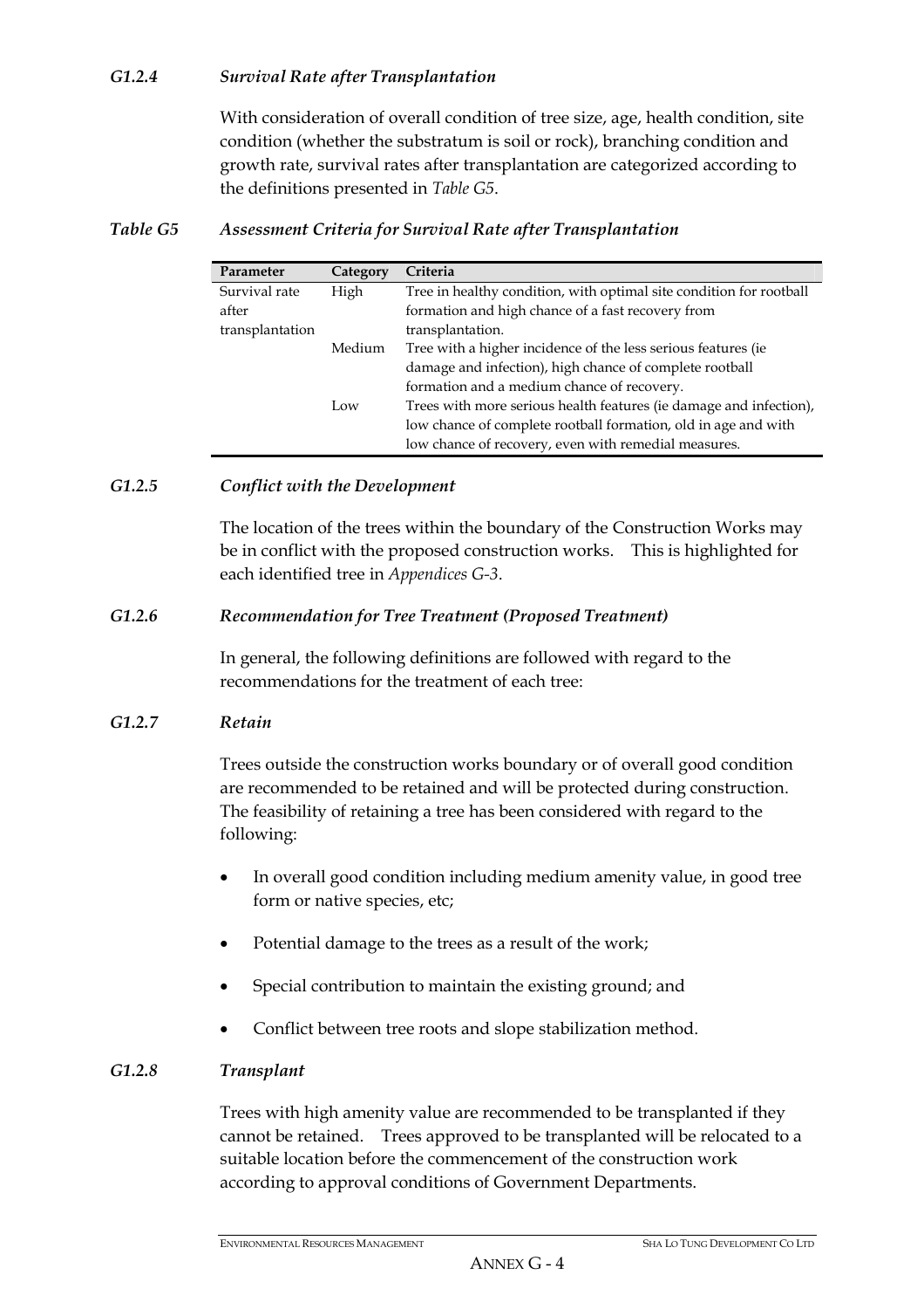#### *G1.2.4 Survival Rate after Transplantation*

With consideration of overall condition of tree size, age, health condition, site condition (whether the substratum is soil or rock), branching condition and growth rate, survival rates after transplantation are categorized according to the definitions presented in *Table G5*.

*Table G5 Assessment Criteria for Survival Rate after Transplantation*

| Parameter | Category | Criteria |
|---|---|---|
| Survival rate after transplantation | High | Tree in healthy condition, with optimal site condition for rootball formation and high chance of a fast recovery from transplantation. |
| | Medium | Tree with a higher incidence of the less serious features (ie damage and infection), high chance of complete rootball formation and a medium chance of recovery. |
| | Low | Trees with more serious health features (ie damage and infection), low chance of complete rootball formation, old in age and with low chance of recovery, even with remedial measures. |

#### *G1.2.5 Conflict with the Development*

The location of the trees within the boundary of the Construction Works may be in conflict with the proposed construction works. This is highlighted for each identified tree in *Appendices G-3*.

#### *G1.2.6 Recommendation for Tree Treatment (Proposed Treatment)*

In general, the following definitions are followed with regard to the recommendations for the treatment of each tree:

#### *G1.2.7 Retain*

Trees outside the construction works boundary or of overall good condition are recommended to be retained and will be protected during construction. The feasibility of retaining a tree has been considered with regard to the following:

- In overall good condition including medium amenity value, in good tree form or native species, etc;
- Potential damage to the trees as a result of the work;
- Special contribution to maintain the existing ground; and
- Conflict between tree roots and slope stabilization method.

#### *G1.2.8 Transplant*

Trees with high amenity value are recommended to be transplanted if they cannot be retained. Trees approved to be transplanted will be relocated to a suitable location before the commencement of the construction work according to approval conditions of Government Departments.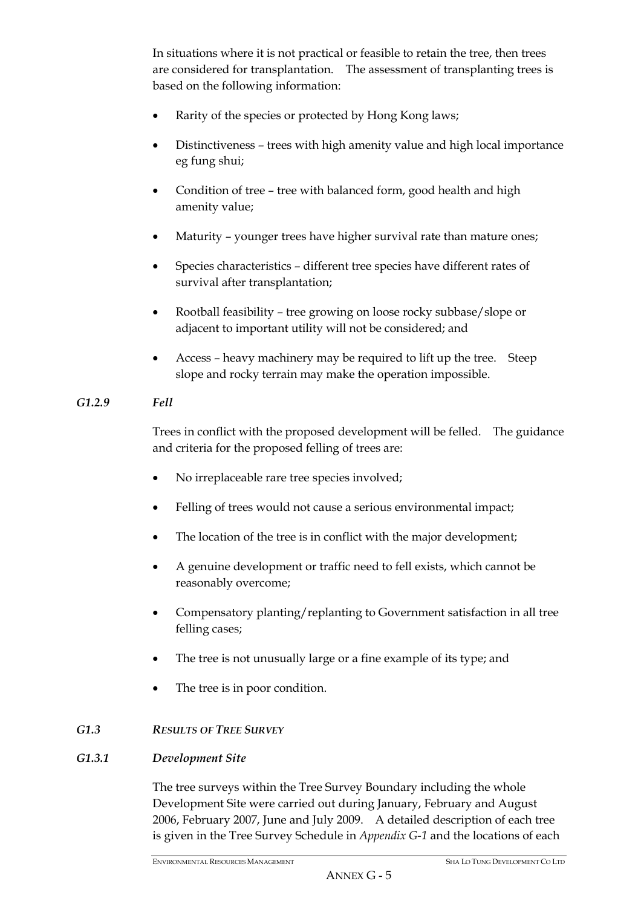In situations where it is not practical or feasible to retain the tree, then trees are considered for transplantation. The assessment of transplanting trees is based on the following information:

- Rarity of the species or protected by Hong Kong laws;
- Distinctiveness – trees with high amenity value and high local importance eg fung shui;
- Condition of tree – tree with balanced form, good health and high amenity value;
- Maturity – younger trees have higher survival rate than mature ones;
- Species characteristics – different tree species have different rates of survival after transplantation;
- Rootball feasibility – tree growing on loose rocky subbase/slope or adjacent to important utility will not be considered; and
- Access – heavy machinery may be required to lift up the tree. Steep slope and rocky terrain may make the operation impossible.

#### *G1.2.9 Fell*

Trees in conflict with the proposed development will be felled. The guidance and criteria for the proposed felling of trees are:

- No irreplaceable rare tree species involved;
- Felling of trees would not cause a serious environmental impact;
- The location of the tree is in conflict with the major development;
- A genuine development or traffic need to fell exists, which cannot be reasonably overcome;
- Compensatory planting/replanting to Government satisfaction in all tree felling cases;
- The tree is not unusually large or a fine example of its type; and
- The tree is in poor condition.

### *G1.3 RESULTS OF TREE SURVEY*

#### *G1.3.1 Development Site*

The tree surveys within the Tree Survey Boundary including the whole Development Site were carried out during January, February and August 2006, February 2007, June and July 2009. A detailed description of each tree is given in the Tree Survey Schedule in *Appendix G-1* and the locations of each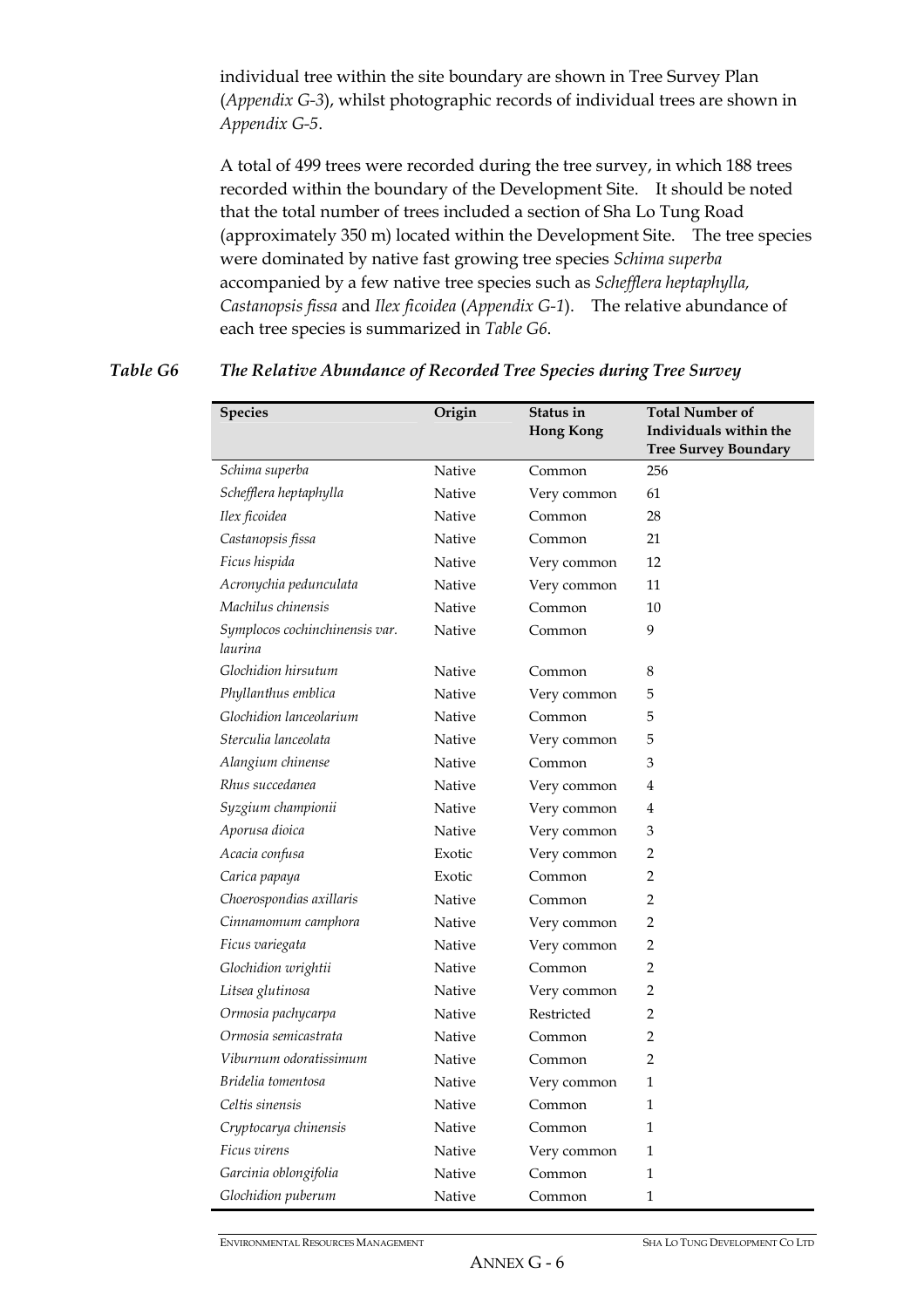individual tree within the site boundary are shown in Tree Survey Plan (*Appendix G-3*), whilst photographic records of individual trees are shown in *Appendix G-5*.

A total of 499 trees were recorded during the tree survey, in which 188 trees recorded within the boundary of the Development Site. It should be noted that the total number of trees included a section of Sha Lo Tung Road (approximately 350 m) located within the Development Site. The tree species were dominated by native fast growing tree species *Schima superba* accompanied by a few native tree species such as *Schefflera heptaphylla, Castanopsis fissa* and *Ilex ficoidea* (*Appendix G-1*). The relative abundance of each tree species is summarized in *Table G6*.

***Table G6 The Relative Abundance of Recorded Tree Species during Tree Survey***

| Species | Origin | Status in Hong Kong | Total Number of Individuals within the Tree Survey Boundary |
|---|---|---|---|
| *Schima superba* | Native | Common | 256 |
| *Schefflera heptaphylla* | Native | Very common | 61 |
| *Ilex ficoidea* | Native | Common | 28 |
| *Castanopsis fissa* | Native | Common | 21 |
| *Ficus hispida* | Native | Very common | 12 |
| *Acronychia pedunculata* | Native | Very common | 11 |
| *Machilus chinensis* | Native | Common | 10 |
| *Symplocos cochinchinensis var. laurina* | Native | Common | 9 |
| *Glochidion hirsutum* | Native | Common | 8 |
| *Phyllanthus emblica* | Native | Very common | 5 |
| *Glochidion lanceolarium* | Native | Common | 5 |
| *Sterculia lanceolata* | Native | Very common | 5 |
| *Alangium chinense* | Native | Common | 3 |
| *Rhus succedanea* | Native | Very common | 4 |
| *Syzgium championii* | Native | Very common | 4 |
| *Aporusa dioica* | Native | Very common | 3 |
| *Acacia confusa* | Exotic | Very common | 2 |
| *Carica papaya* | Exotic | Common | 2 |
| *Choerospondias axillaris* | Native | Common | 2 |
| *Cinnamomum camphora* | Native | Very common | 2 |
| *Ficus variegata* | Native | Very common | 2 |
| *Glochidion wrightii* | Native | Common | 2 |
| *Litsea glutinosa* | Native | Very common | 2 |
| *Ormosia pachycarpa* | Native | Restricted | 2 |
| *Ormosia semicastrata* | Native | Common | 2 |
| *Viburnum odoratissimum* | Native | Common | 2 |
| *Bridelia tomentosa* | Native | Very common | 1 |
| *Celtis sinensis* | Native | Common | 1 |
| *Cryptocarya chinensis* | Native | Common | 1 |
| *Ficus virens* | Native | Very common | 1 |
| *Garcinia oblongifolia* | Native | Common | 1 |
| *Glochidion puberum* | Native | Common | 1 |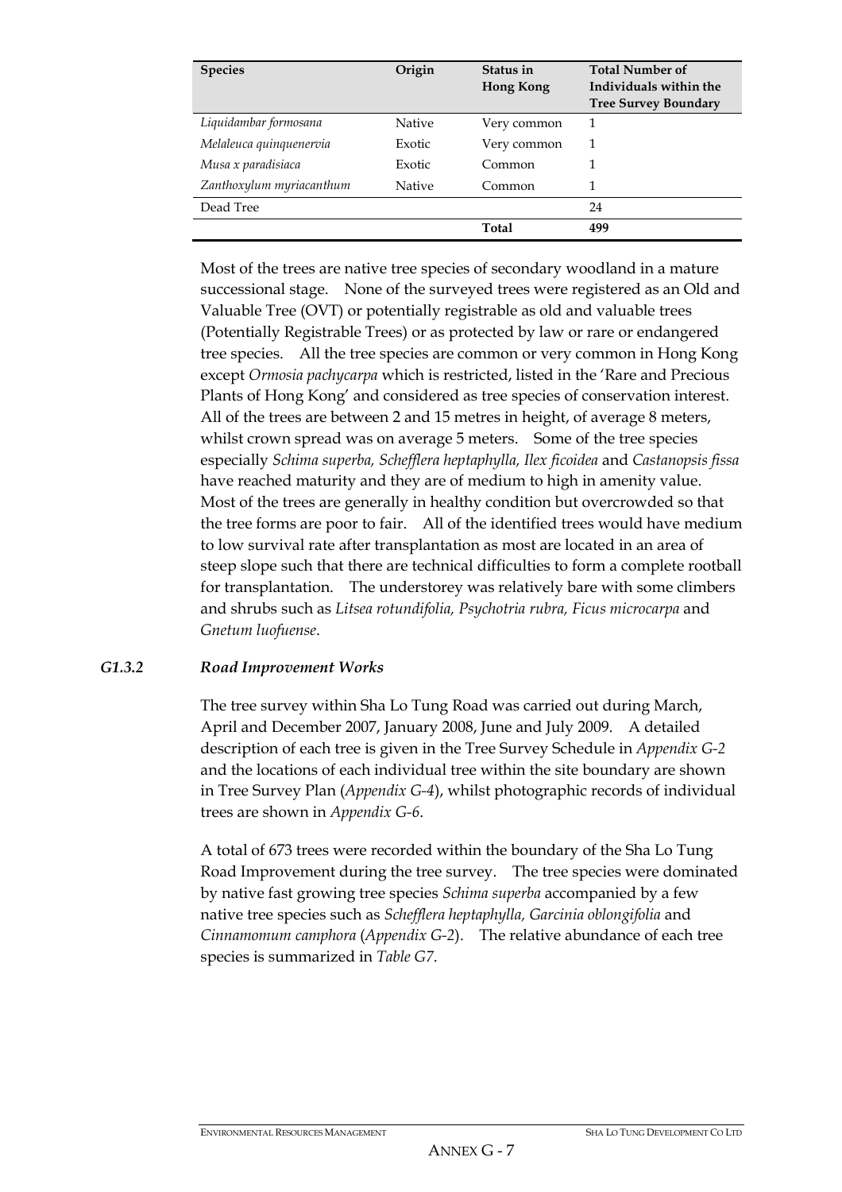| Species | Origin | Status in Hong Kong | Total Number of Individuals within the Tree Survey Boundary |
|---|---|---|---|
| *Liquidambar formosana* | Native | Very common | 1 |
| *Melaleuca quinquenervia* | Exotic | Very common | 1 |
| *Musa x paradisiaca* | Exotic | Common | 1 |
| *Zanthoxylum myriacanthum* | Native | Common | 1 |
| Dead Tree | | | 24 |
| | | **Total** | **499** |

Most of the trees are native tree species of secondary woodland in a mature successional stage. None of the surveyed trees were registered as an Old and Valuable Tree (OVT) or potentially registrable as old and valuable trees (Potentially Registrable Trees) or as protected by law or rare or endangered tree species. All the tree species are common or very common in Hong Kong except *Ormosia pachycarpa* which is restricted, listed in the 'Rare and Precious Plants of Hong Kong' and considered as tree species of conservation interest. All of the trees are between 2 and 15 metres in height, of average 8 meters, whilst crown spread was on average 5 meters. Some of the tree species especially *Schima superba, Schefflera heptaphylla, Ilex ficoidea* and *Castanopsis fissa* have reached maturity and they are of medium to high in amenity value. Most of the trees are generally in healthy condition but overcrowded so that the tree forms are poor to fair. All of the identified trees would have medium to low survival rate after transplantation as most are located in an area of steep slope such that there are technical difficulties to form a complete rootball for transplantation. The understorey was relatively bare with some climbers and shrubs such as *Litsea rotundifolia, Psychotria rubra, Ficus microcarpa* and *Gnetum luofuense*.

### *G1.3.2 Road Improvement Works*

The tree survey within Sha Lo Tung Road was carried out during March, April and December 2007, January 2008, June and July 2009. A detailed description of each tree is given in the Tree Survey Schedule in *Appendix G-2* and the locations of each individual tree within the site boundary are shown in Tree Survey Plan (*Appendix G-4*), whilst photographic records of individual trees are shown in *Appendix G-6*.

A total of 673 trees were recorded within the boundary of the Sha Lo Tung Road Improvement during the tree survey. The tree species were dominated by native fast growing tree species *Schima superba* accompanied by a few native tree species such as *Schefflera heptaphylla, Garcinia oblongifolia* and *Cinnamomum camphora* (*Appendix G-2*). The relative abundance of each tree species is summarized in *Table G7*.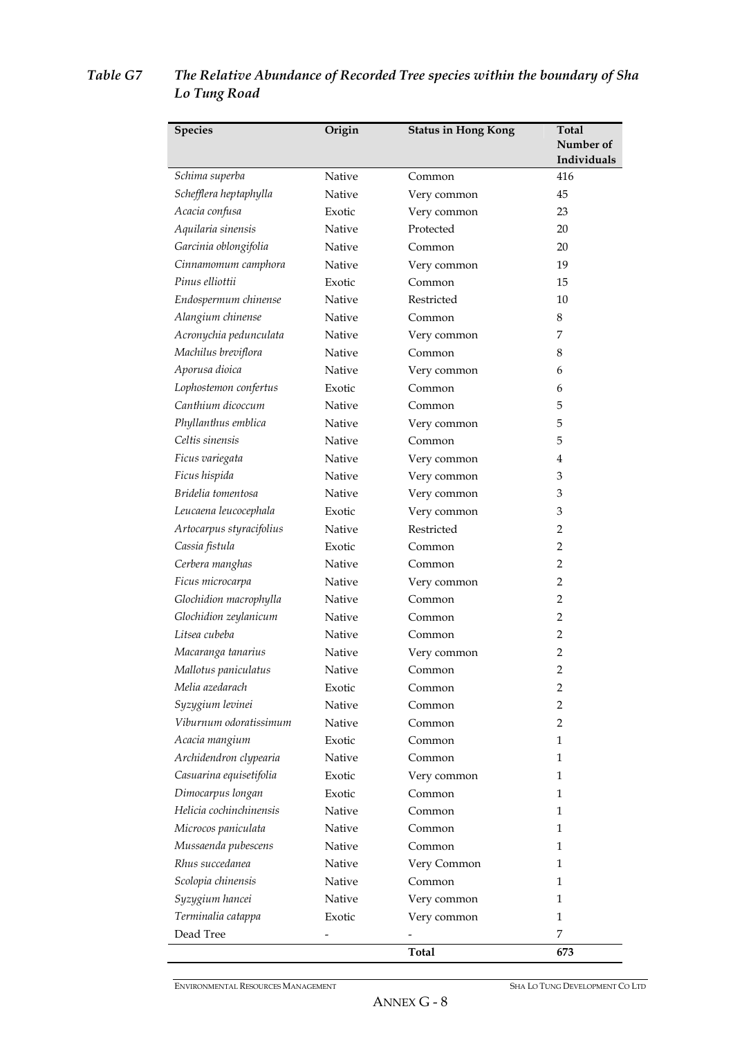*Table G7 The Relative Abundance of Recorded Tree species within the boundary of Sha Lo Tung Road*

| Species | Origin | Status in Hong Kong | Total Number of Individuals |
|---|---|---|---|
| *Schima superba* | Native | Common | 416 |
| *Schefflera heptaphylla* | Native | Very common | 45 |
| *Acacia confusa* | Exotic | Very common | 23 |
| *Aquilaria sinensis* | Native | Protected | 20 |
| *Garcinia oblongifolia* | Native | Common | 20 |
| *Cinnamomum camphora* | Native | Very common | 19 |
| *Pinus elliottii* | Exotic | Common | 15 |
| *Endospermum chinense* | Native | Restricted | 10 |
| *Alangium chinense* | Native | Common | 8 |
| *Acronychia pedunculata* | Native | Very common | 7 |
| *Machilus breviflora* | Native | Common | 8 |
| *Aporusa dioica* | Native | Very common | 6 |
| *Lophostemon confertus* | Exotic | Common | 6 |
| *Canthium dicoccum* | Native | Common | 5 |
| *Phyllanthus emblica* | Native | Very common | 5 |
| *Celtis sinensis* | Native | Common | 5 |
| *Ficus variegata* | Native | Very common | 4 |
| *Ficus hispida* | Native | Very common | 3 |
| *Bridelia tomentosa* | Native | Very common | 3 |
| *Leucaena leucocephala* | Exotic | Very common | 3 |
| *Artocarpus styracifolius* | Native | Restricted | 2 |
| *Cassia fistula* | Exotic | Common | 2 |
| *Cerbera manghas* | Native | Common | 2 |
| *Ficus microcarpa* | Native | Very common | 2 |
| *Glochidion macrophylla* | Native | Common | 2 |
| *Glochidion zeylanicum* | Native | Common | 2 |
| *Litsea cubeba* | Native | Common | 2 |
| *Macaranga tanarius* | Native | Very common | 2 |
| *Mallotus paniculatus* | Native | Common | 2 |
| *Melia azedarach* | Exotic | Common | 2 |
| *Syzygium levinei* | Native | Common | 2 |
| *Viburnum odoratissimum* | Native | Common | 2 |
| *Acacia mangium* | Exotic | Common | 1 |
| *Archidendron clypearia* | Native | Common | 1 |
| *Casuarina equisetifolia* | Exotic | Very common | 1 |
| *Dimocarpus longan* | Exotic | Common | 1 |
| *Helicia cochinchinensis* | Native | Common | 1 |
| *Microcos paniculata* | Native | Common | 1 |
| *Mussaenda pubescens* | Native | Common | 1 |
| *Rhus succedanea* | Native | Very Common | 1 |
| *Scolopia chinensis* | Native | Common | 1 |
| *Syzygium hancei* | Native | Very common | 1 |
| *Terminalia catappa* | Exotic | Very common | 1 |
| Dead Tree | - | - | 7 |
| | | **Total** | **673** |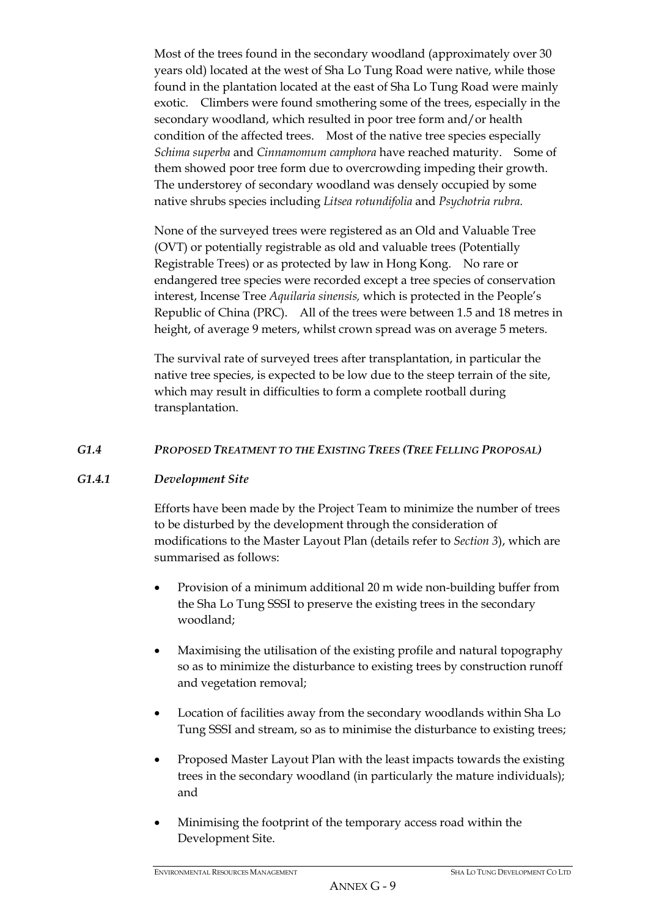Most of the trees found in the secondary woodland (approximately over 30 years old) located at the west of Sha Lo Tung Road were native, while those found in the plantation located at the east of Sha Lo Tung Road were mainly exotic. Climbers were found smothering some of the trees, especially in the secondary woodland, which resulted in poor tree form and/or health condition of the affected trees. Most of the native tree species especially *Schima superba* and *Cinnamomum camphora* have reached maturity. Some of them showed poor tree form due to overcrowding impeding their growth. The understorey of secondary woodland was densely occupied by some native shrubs species including *Litsea rotundifolia* and *Psychotria rubra.*

None of the surveyed trees were registered as an Old and Valuable Tree (OVT) or potentially registrable as old and valuable trees (Potentially Registrable Trees) or as protected by law in Hong Kong. No rare or endangered tree species were recorded except a tree species of conservation interest, Incense Tree *Aquilaria sinensis,* which is protected in the People's Republic of China (PRC). All of the trees were between 1.5 and 18 metres in height, of average 9 meters, whilst crown spread was on average 5 meters.

The survival rate of surveyed trees after transplantation, in particular the native tree species, is expected to be low due to the steep terrain of the site, which may result in difficulties to form a complete rootball during transplantation.

### *G1.4 PROPOSED TREATMENT TO THE EXISTING TREES (TREE FELLING PROPOSAL)*

#### *G1.4.1 Development Site*

Efforts have been made by the Project Team to minimize the number of trees to be disturbed by the development through the consideration of modifications to the Master Layout Plan (details refer to *Section 3*), which are summarised as follows:

- Provision of a minimum additional 20 m wide non-building buffer from the Sha Lo Tung SSSI to preserve the existing trees in the secondary woodland;
- Maximising the utilisation of the existing profile and natural topography so as to minimize the disturbance to existing trees by construction runoff and vegetation removal;
- Location of facilities away from the secondary woodlands within Sha Lo Tung SSSI and stream, so as to minimise the disturbance to existing trees;
- Proposed Master Layout Plan with the least impacts towards the existing trees in the secondary woodland (in particularly the mature individuals); and
- Minimising the footprint of the temporary access road within the Development Site.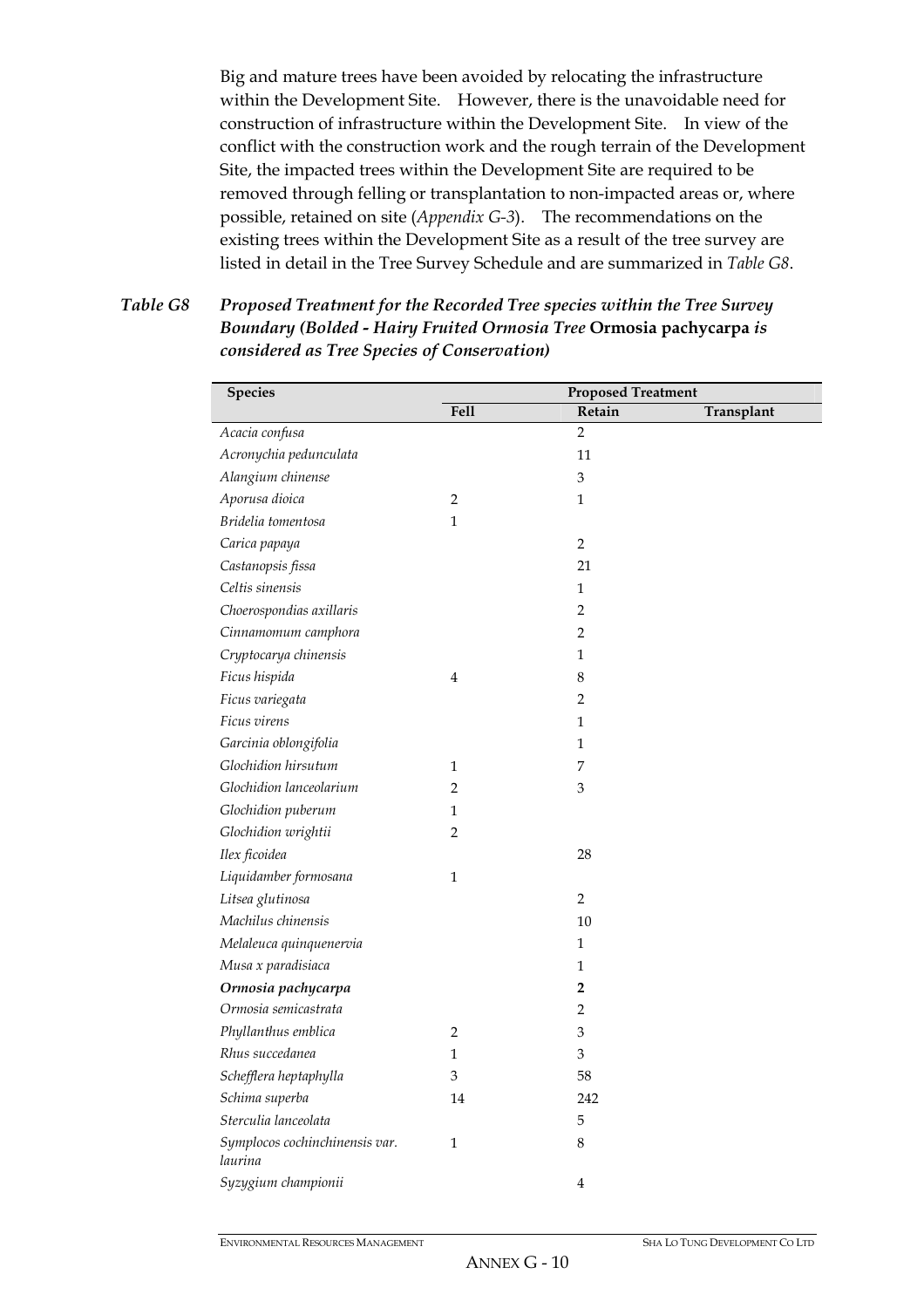Big and mature trees have been avoided by relocating the infrastructure within the Development Site. However, there is the unavoidable need for construction of infrastructure within the Development Site. In view of the conflict with the construction work and the rough terrain of the Development Site, the impacted trees within the Development Site are required to be removed through felling or transplantation to non-impacted areas or, where possible, retained on site (*Appendix G-3*). The recommendations on the existing trees within the Development Site as a result of the tree survey are listed in detail in the Tree Survey Schedule and are summarized in *Table G8*.

***Table G8 Proposed Treatment for the Recorded Tree species within the Tree Survey Boundary (Bolded - Hairy Fruited Ormosia Tree* Ormosia pachycarpa *is considered as Tree Species of Conservation)***

| Species | Proposed Treatment | | |
|---|---|---|---|
| | Fell | Retain | Transplant |
| *Acacia confusa* | | 2 | |
| *Acronychia pedunculata* | | 11 | |
| *Alangium chinense* | | 3 | |
| *Aporusa dioica* | 2 | 1 | |
| *Bridelia tomentosa* | 1 | | |
| *Carica papaya* | | 2 | |
| *Castanopsis fissa* | | 21 | |
| *Celtis sinensis* | | 1 | |
| *Choerospondias axillaris* | | 2 | |
| *Cinnamomum camphora* | | 2 | |
| *Cryptocarya chinensis* | | 1 | |
| *Ficus hispida* | 4 | 8 | |
| *Ficus variegata* | | 2 | |
| *Ficus virens* | | 1 | |
| *Garcinia oblongifolia* | | 1 | |
| *Glochidion hirsutum* | 1 | 7 | |
| *Glochidion lanceolarium* | 2 | 3 | |
| *Glochidion puberum* | 1 | | |
| *Glochidion wrightii* | 2 | | |
| *Ilex ficoidea* | | 28 | |
| *Liquidamber formosana* | 1 | | |
| *Litsea glutinosa* | | 2 | |
| *Machilus chinensis* | | 10 | |
| *Melaleuca quinquenervia* | | 1 | |
| *Musa x paradisiaca* | | 1 | |
| ***Ormosia pachycarpa*** | | **2** | |
| *Ormosia semicastrata* | | 2 | |
| *Phyllanthus emblica* | 2 | 3 | |
| *Rhus succedanea* | 1 | 3 | |
| *Schefflera heptaphylla* | 3 | 58 | |
| *Schima superba* | 14 | 242 | |
| *Sterculia lanceolata* | | 5 | |
| *Symplocos cochinchinensis var. laurina* | 1 | 8 | |
| *Syzygium championii* | | 4 | |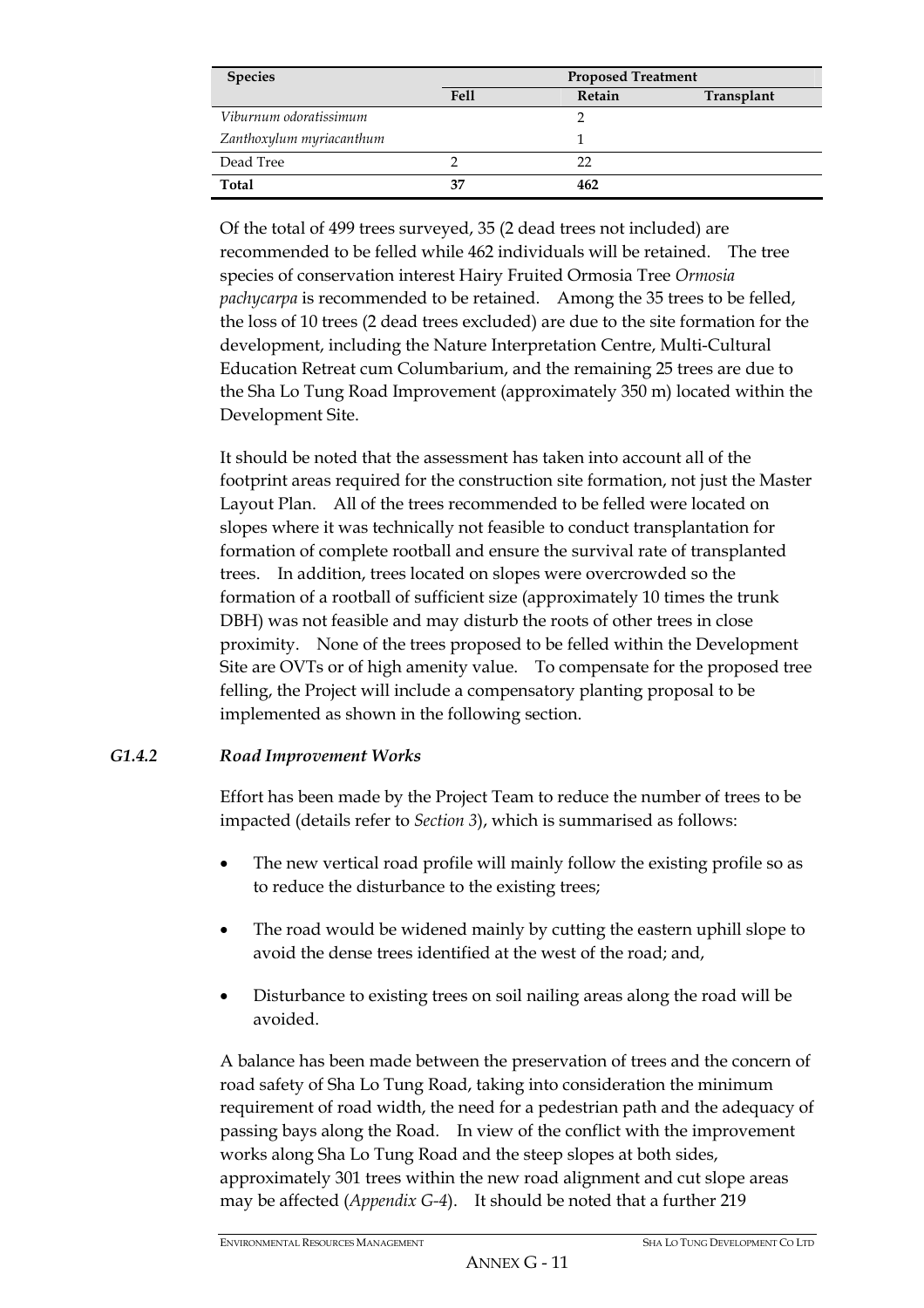| Species | Proposed Treatment | | |
| --- | --- | --- | --- |
| | Fell | Retain | Transplant |
| *Viburnum odoratissimum* | | 2 | |
| *Zanthoxylum myriacanthum* | | 1 | |
| Dead Tree | 2 | 22 | |
| **Total** | **37** | **462** | |

Of the total of 499 trees surveyed, 35 (2 dead trees not included) are recommended to be felled while 462 individuals will be retained. The tree species of conservation interest Hairy Fruited Ormosia Tree *Ormosia pachycarpa* is recommended to be retained. Among the 35 trees to be felled, the loss of 10 trees (2 dead trees excluded) are due to the site formation for the development, including the Nature Interpretation Centre, Multi-Cultural Education Retreat cum Columbarium, and the remaining 25 trees are due to the Sha Lo Tung Road Improvement (approximately 350 m) located within the Development Site.

It should be noted that the assessment has taken into account all of the footprint areas required for the construction site formation, not just the Master Layout Plan. All of the trees recommended to be felled were located on slopes where it was technically not feasible to conduct transplantation for formation of complete rootball and ensure the survival rate of transplanted trees. In addition, trees located on slopes were overcrowded so the formation of a rootball of sufficient size (approximately 10 times the trunk DBH) was not feasible and may disturb the roots of other trees in close proximity. None of the trees proposed to be felled within the Development Site are OVTs or of high amenity value. To compensate for the proposed tree felling, the Project will include a compensatory planting proposal to be implemented as shown in the following section.

### *G1.4.2 Road Improvement Works*

Effort has been made by the Project Team to reduce the number of trees to be impacted (details refer to *Section 3*), which is summarised as follows:

- The new vertical road profile will mainly follow the existing profile so as to reduce the disturbance to the existing trees;
- The road would be widened mainly by cutting the eastern uphill slope to avoid the dense trees identified at the west of the road; and,
- Disturbance to existing trees on soil nailing areas along the road will be avoided.

A balance has been made between the preservation of trees and the concern of road safety of Sha Lo Tung Road, taking into consideration the minimum requirement of road width, the need for a pedestrian path and the adequacy of passing bays along the Road. In view of the conflict with the improvement works along Sha Lo Tung Road and the steep slopes at both sides, approximately 301 trees within the new road alignment and cut slope areas may be affected (*Appendix G-4*). It should be noted that a further 219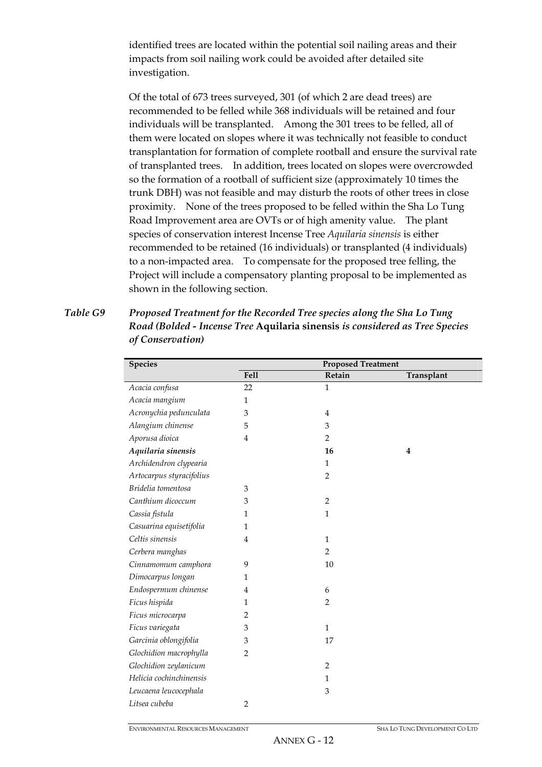identified trees are located within the potential soil nailing areas and their impacts from soil nailing work could be avoided after detailed site investigation.

Of the total of 673 trees surveyed, 301 (of which 2 are dead trees) are recommended to be felled while 368 individuals will be retained and four individuals will be transplanted. Among the 301 trees to be felled, all of them were located on slopes where it was technically not feasible to conduct transplantation for formation of complete rootball and ensure the survival rate of transplanted trees. In addition, trees located on slopes were overcrowded so the formation of a rootball of sufficient size (approximately 10 times the trunk DBH) was not feasible and may disturb the roots of other trees in close proximity. None of the trees proposed to be felled within the Sha Lo Tung Road Improvement area are OVTs or of high amenity value. The plant species of conservation interest Incense Tree *Aquilaria sinensis* is either recommended to be retained (16 individuals) or transplanted (4 individuals) to a non-impacted area. To compensate for the proposed tree felling, the Project will include a compensatory planting proposal to be implemented as shown in the following section.

***Table G9 Proposed Treatment for the Recorded Tree species along the Sha Lo Tung Road (Bolded - Incense Tree* Aquilaria sinensis *is considered as Tree Species of Conservation)***

| Species | Proposed Treatment | | |
|---|---|---|---|
| | Fell | Retain | Transplant |
| *Acacia confusa* | 22 | 1 | |
| *Acacia mangium* | 1 | | |
| *Acronychia pedunculata* | 3 | 4 | |
| *Alangium chinense* | 5 | 3 | |
| *Aporusa dioica* | 4 | 2 | |
| ***Aquilaria sinensis*** | | **16** | **4** |
| *Archidendron clypearia* | | 1 | |
| *Artocarpus styracifolius* | | 2 | |
| *Bridelia tomentosa* | 3 | | |
| *Canthium dicoccum* | 3 | 2 | |
| *Cassia fistula* | 1 | 1 | |
| *Casuarina equisetifolia* | 1 | | |
| *Celtis sinensis* | 4 | 1 | |
| *Cerbera manghas* | | 2 | |
| *Cinnamomum camphora* | 9 | 10 | |
| *Dimocarpus longan* | 1 | | |
| *Endospermum chinense* | 4 | 6 | |
| *Ficus hispida* | 1 | 2 | |
| *Ficus microcarpa* | 2 | | |
| *Ficus variegata* | 3 | 1 | |
| *Garcinia oblongifolia* | 3 | 17 | |
| *Glochidion macrophylla* | 2 | | |
| *Glochidion zeylanicum* | | 2 | |
| *Helicia cochinchinensis* | | 1 | |
| *Leucaena leucocephala* | | 3 | |
| *Litsea cubeba* | 2 | | |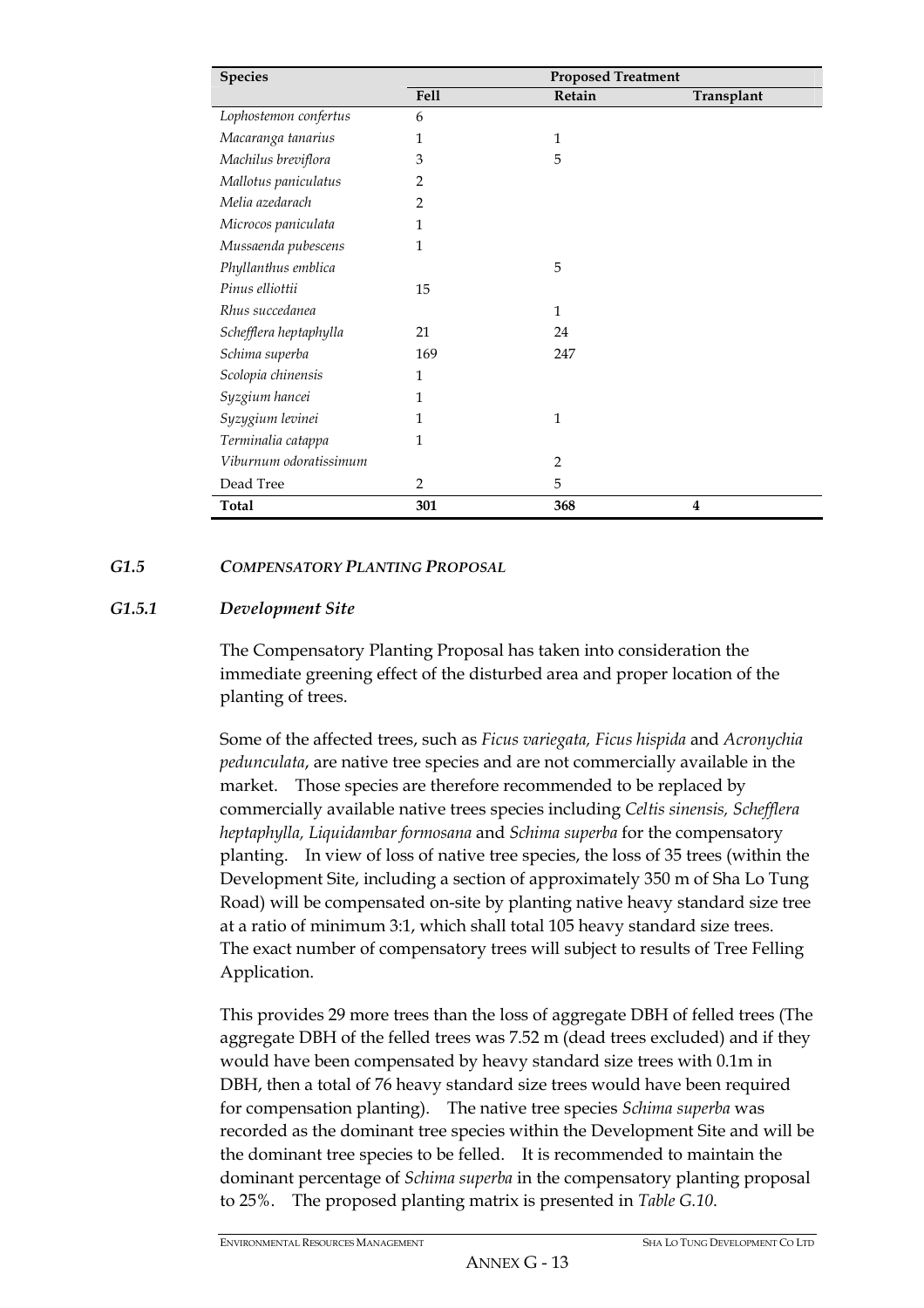| Species | Proposed Treatment | | |
|---|---|---|---|
| | Fell | Retain | Transplant |
| *Lophostemon confertus* | 6 | | |
| *Macaranga tanarius* | 1 | 1 | |
| *Machilus breviflora* | 3 | 5 | |
| *Mallotus paniculatus* | 2 | | |
| *Melia azedarach* | 2 | | |
| *Microcos paniculata* | 1 | | |
| *Mussaenda pubescens* | 1 | | |
| *Phyllanthus emblica* | | 5 | |
| *Pinus elliottii* | 15 | | |
| *Rhus succedanea* | | 1 | |
| *Schefflera heptaphylla* | 21 | 24 | |
| *Schima superba* | 169 | 247 | |
| *Scolopia chinensis* | 1 | | |
| *Syzygium hancei* | 1 | | |
| *Syzygium levinei* | 1 | 1 | |
| *Terminalia catappa* | 1 | | |
| *Viburnum odoratissimum* | | 2 | |
| Dead Tree | 2 | 5 | |
| **Total** | **301** | **368** | **4** |

### *G1.5 COMPENSATORY PLANTING PROPOSAL*

### *G1.5.1 Development Site*

The Compensatory Planting Proposal has taken into consideration the immediate greening effect of the disturbed area and proper location of the planting of trees.

Some of the affected trees, such as *Ficus variegata, Ficus hispida* and *Acronychia pedunculata*, are native tree species and are not commercially available in the market. Those species are therefore recommended to be replaced by commercially available native trees species including *Celtis sinensis, Schefflera heptaphylla, Liquidambar formosana* and *Schima superba* for the compensatory planting. In view of loss of native tree species, the loss of 35 trees (within the Development Site, including a section of approximately 350 m of Sha Lo Tung Road) will be compensated on-site by planting native heavy standard size tree at a ratio of minimum 3:1, which shall total 105 heavy standard size trees. The exact number of compensatory trees will subject to results of Tree Felling Application.

This provides 29 more trees than the loss of aggregate DBH of felled trees (The aggregate DBH of the felled trees was 7.52 m (dead trees excluded) and if they would have been compensated by heavy standard size trees with 0.1m in DBH, then a total of 76 heavy standard size trees would have been required for compensation planting). The native tree species *Schima superba* was recorded as the dominant tree species within the Development Site and will be the dominant tree species to be felled. It is recommended to maintain the dominant percentage of *Schima superba* in the compensatory planting proposal to 25%. The proposed planting matrix is presented in *Table G.10*.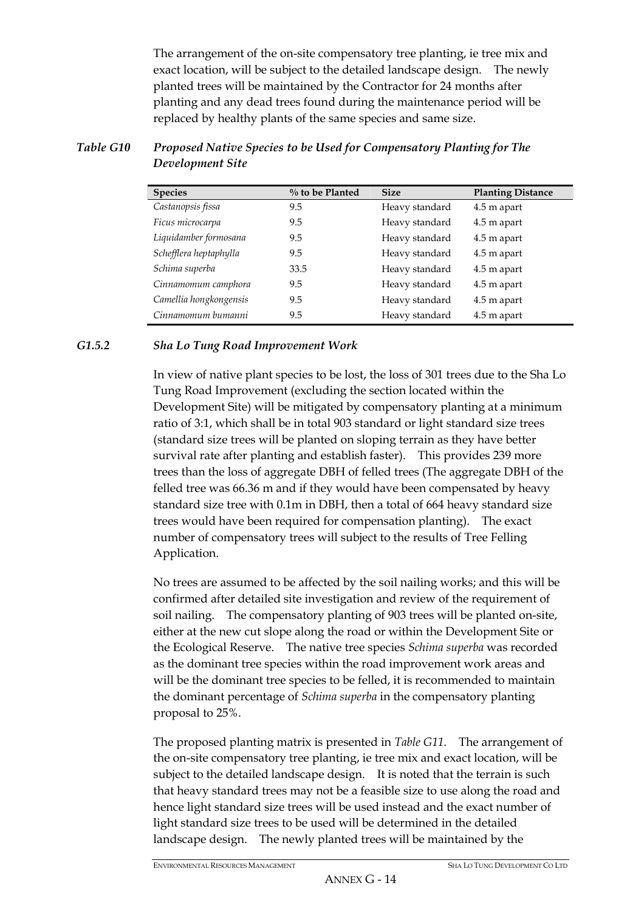The arrangement of the on-site compensatory tree planting, ie tree mix and exact location, will be subject to the detailed landscape design. The newly planted trees will be maintained by the Contractor for 24 months after planting and any dead trees found during the maintenance period will be replaced by healthy plants of the same species and same size.

***Table G10 Proposed Native Species to be Used for Compensatory Planting for The Development Site***

| Species | % to be Planted | Size | Planting Distance |
|---|---|---|---|
| *Castanopsis fissa* | 9.5 | Heavy standard | 4.5 m apart |
| *Ficus microcarpa* | 9.5 | Heavy standard | 4.5 m apart |
| *Liquidamber formosana* | 9.5 | Heavy standard | 4.5 m apart |
| *Schefflera heptaphylla* | 9.5 | Heavy standard | 4.5 m apart |
| *Schima superba* | 33.5 | Heavy standard | 4.5 m apart |
| *Cinnamomum camphora* | 9.5 | Heavy standard | 4.5 m apart |
| *Camellia hongkongensis* | 9.5 | Heavy standard | 4.5 m apart |
| *Cinnamomum bumanni* | 9.5 | Heavy standard | 4.5 m apart |

### *G1.5.2 Sha Lo Tung Road Improvement Work*

In view of native plant species to be lost, the loss of 301 trees due to the Sha Lo Tung Road Improvement (excluding the section located within the Development Site) will be mitigated by compensatory planting at a minimum ratio of 3:1, which shall be in total 903 standard or light standard size trees (standard size trees will be planted on sloping terrain as they have better survival rate after planting and establish faster). This provides 239 more trees than the loss of aggregate DBH of felled trees (The aggregate DBH of the felled tree was 66.36 m and if they would have been compensated by heavy standard size tree with 0.1m in DBH, then a total of 664 heavy standard size trees would have been required for compensation planting). The exact number of compensatory trees will subject to the results of Tree Felling Application.

No trees are assumed to be affected by the soil nailing works; and this will be confirmed after detailed site investigation and review of the requirement of soil nailing. The compensatory planting of 903 trees will be planted on-site, either at the new cut slope along the road or within the Development Site or the Ecological Reserve. The native tree species *Schima superba* was recorded as the dominant tree species within the road improvement work areas and will be the dominant tree species to be felled, it is recommended to maintain the dominant percentage of *Schima superba* in the compensatory planting proposal to 25%.

The proposed planting matrix is presented in *Table G11*. The arrangement of the on-site compensatory tree planting, ie tree mix and exact location, will be subject to the detailed landscape design. It is noted that the terrain is such that heavy standard trees may not be a feasible size to use along the road and hence light standard size trees will be used instead and the exact number of light standard size trees to be used will be determined in the detailed landscape design. The newly planted trees will be maintained by the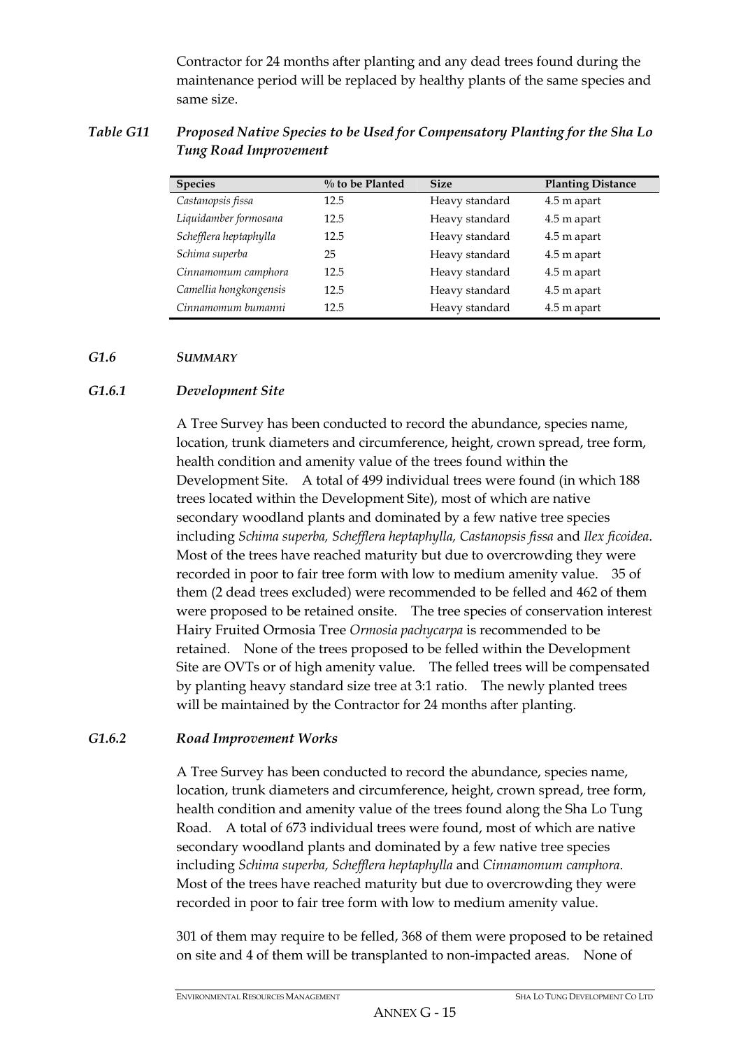Contractor for 24 months after planting and any dead trees found during the maintenance period will be replaced by healthy plants of the same species and same size.

***Table G11 Proposed Native Species to be Used for Compensatory Planting for the Sha Lo Tung Road Improvement***

| Species | % to be Planted | Size | Planting Distance |
|---|---|---|---|
| *Castanopsis fissa* | 12.5 | Heavy standard | 4.5 m apart |
| *Liquidamber formosana* | 12.5 | Heavy standard | 4.5 m apart |
| *Schefflera heptaphylla* | 12.5 | Heavy standard | 4.5 m apart |
| *Schima superba* | 25 | Heavy standard | 4.5 m apart |
| *Cinnamomum camphora* | 12.5 | Heavy standard | 4.5 m apart |
| *Camellia hongkongensis* | 12.5 | Heavy standard | 4.5 m apart |
| *Cinnamomum bumanni* | 12.5 | Heavy standard | 4.5 m apart |

### *G1.6 SUMMARY*

#### *G1.6.1 Development Site*

A Tree Survey has been conducted to record the abundance, species name, location, trunk diameters and circumference, height, crown spread, tree form, health condition and amenity value of the trees found within the Development Site. A total of 499 individual trees were found (in which 188 trees located within the Development Site), most of which are native secondary woodland plants and dominated by a few native tree species including *Schima superba, Schefflera heptaphylla, Castanopsis fissa* and *Ilex ficoidea*. Most of the trees have reached maturity but due to overcrowding they were recorded in poor to fair tree form with low to medium amenity value. 35 of them (2 dead trees excluded) were recommended to be felled and 462 of them were proposed to be retained onsite. The tree species of conservation interest Hairy Fruited Ormosia Tree *Ormosia pachycarpa* is recommended to be retained. None of the trees proposed to be felled within the Development Site are OVTs or of high amenity value. The felled trees will be compensated by planting heavy standard size tree at 3:1 ratio. The newly planted trees will be maintained by the Contractor for 24 months after planting.

#### *G1.6.2 Road Improvement Works*

A Tree Survey has been conducted to record the abundance, species name, location, trunk diameters and circumference, height, crown spread, tree form, health condition and amenity value of the trees found along the Sha Lo Tung Road. A total of 673 individual trees were found, most of which are native secondary woodland plants and dominated by a few native tree species including *Schima superba, Schefflera heptaphylla* and *Cinnamomum camphora*. Most of the trees have reached maturity but due to overcrowding they were recorded in poor to fair tree form with low to medium amenity value.

301 of them may require to be felled, 368 of them were proposed to be retained on site and 4 of them will be transplanted to non-impacted areas. None of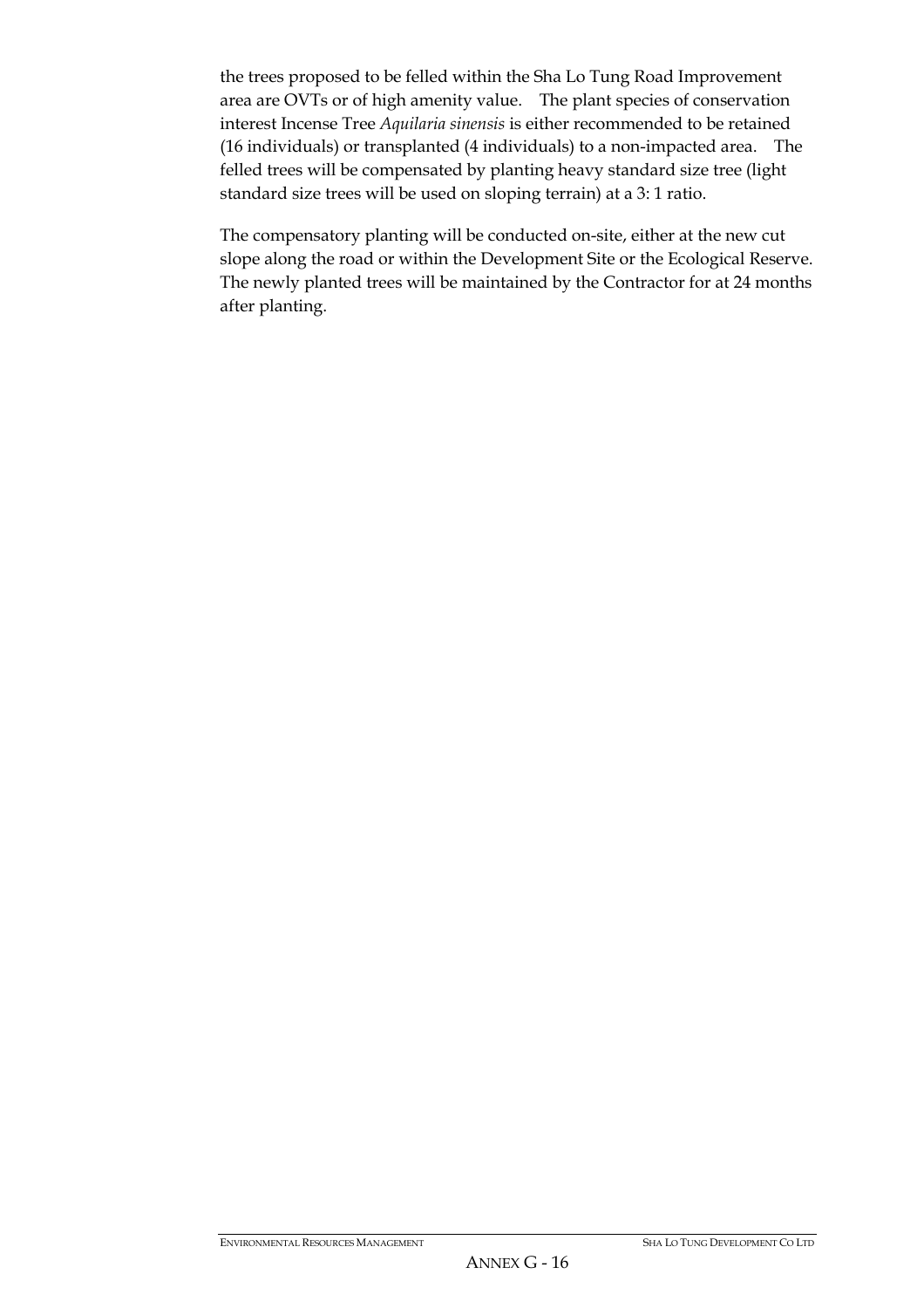the trees proposed to be felled within the Sha Lo Tung Road Improvement area are OVTs or of high amenity value. The plant species of conservation interest Incense Tree *Aquilaria sinensis* is either recommended to be retained (16 individuals) or transplanted (4 individuals) to a non-impacted area. The felled trees will be compensated by planting heavy standard size tree (light standard size trees will be used on sloping terrain) at a 3: 1 ratio.

The compensatory planting will be conducted on-site, either at the new cut slope along the road or within the Development Site or the Ecological Reserve. The newly planted trees will be maintained by the Contractor for at 24 months after planting.